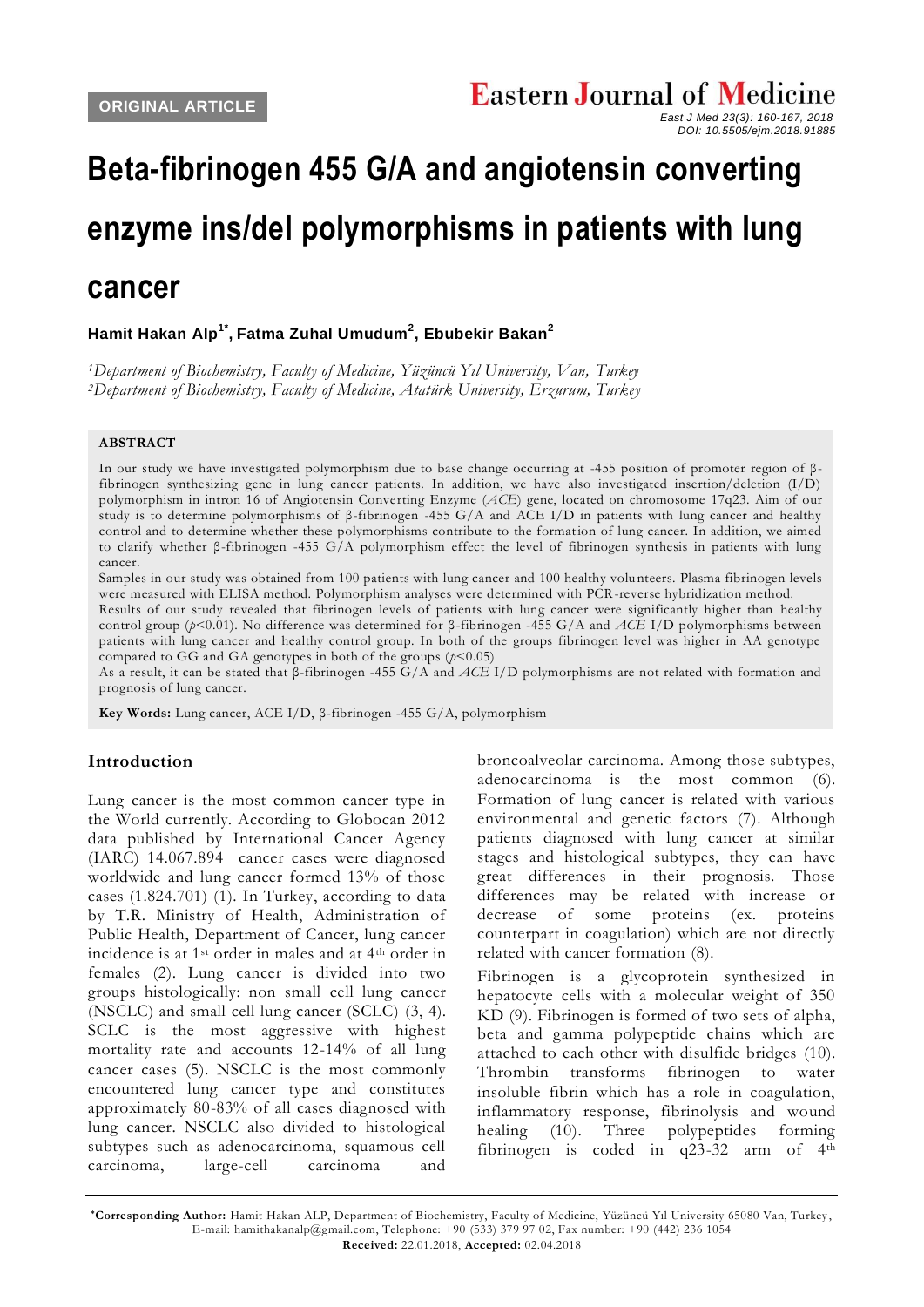ORIGINAL ARTICLE

# Beta-fibrinogen 455 G/A and angiotensin converting enzyme ins/del polymorphisms in patients with lung cancer

**Hamit Hakan Alp[1*], Fatma Zuhal Umudum[2], Ebubekir Bakan[2]**

*[1]Department of Biochemistry, Faculty of Medicine, Yüzüncü Yıl University, Van, Turkey*
*[2]Department of Biochemistry, Faculty of Medicine, Atatürk University, Erzurum, Turkey*

## ABSTRACT

In our study we have investigated polymorphism due to base change occurring at -455 position of promoter region of β-fibrinogen synthesizing gene in lung cancer patients. In addition, we have also investigated insertion/deletion (I/D) polymorphism in intron 16 of Angiotensin Converting Enzyme (*ACE*) gene, located on chromosome 17q23. Aim of our study is to determine polymorphisms of β-fibrinogen -455 G/A and ACE I/D in patients with lung cancer and healthy control and to determine whether these polymorphisms contribute to the formation of lung cancer. In addition, we aimed to clarify whether β-fibrinogen -455 G/A polymorphism effect the level of fibrinogen synthesis in patients with lung cancer.

Samples in our study was obtained from 100 patients with lung cancer and 100 healthy volunteers. Plasma fibrinogen levels were measured with ELISA method. Polymorphism analyses were determined with PCR-reverse hybridization method.

Results of our study revealed that fibrinogen levels of patients with lung cancer were significantly higher than healthy control group ($p<0.01$). No difference was determined for β-fibrinogen -455 G/A and *ACE* I/D polymorphisms between patients with lung cancer and healthy control group. In both of the groups fibrinogen level was higher in AA genotype compared to GG and GA genotypes in both of the groups ($p<0.05$)

As a result, it can be stated that β-fibrinogen -455 G/A and *ACE* I/D polymorphisms are not related with formation and prognosis of lung cancer.

**Key Words:** Lung cancer, ACE I/D, β-fibrinogen -455 G/A, polymorphism

## Introduction

Lung cancer is the most common cancer type in the World currently. According to Globocan 2012 data published by International Cancer Agency (IARC) 14.067.894 cancer cases were diagnosed worldwide and lung cancer formed 13% of those cases (1.824.701) (1). In Turkey, according to data by T.R. Ministry of Health, Administration of Public Health, Department of Cancer, lung cancer incidence is at 1st order in males and at 4th order in females (2). Lung cancer is divided into two groups histologically: non small cell lung cancer (NSCLC) and small cell lung cancer (SCLC) (3, 4). SCLC is the most aggressive with highest mortality rate and accounts 12-14% of all lung cancer cases (5). NSCLC is the most commonly encountered lung cancer type and constitutes approximately 80-83% of all cases diagnosed with lung cancer. NSCLC also divided to histological subtypes such as adenocarcinoma, squamous cell carcinoma, large-cell carcinoma and broncoalveolar carcinoma. Among those subtypes, adenocarcinoma is the most common (6). Formation of lung cancer is related with various environmental and genetic factors (7). Although patients diagnosed with lung cancer at similar stages and histological subtypes, they can have great differences in their prognosis. Those differences may be related with increase or decrease of some proteins (ex. proteins counterpart in coagulation) which are not directly related with cancer formation (8).

Fibrinogen is a glycoprotein synthesized in hepatocyte cells with a molecular weight of 350 KD (9). Fibrinogen is formed of two sets of alpha, beta and gamma polypeptide chains which are attached to each other with disulfide bridges (10). Thrombin transforms fibrinogen to water insoluble fibrin which has a role in coagulation, inflammatory response, fibrinolysis and wound healing (10). Three polypeptides forming fibrinogen is coded in q23-32 arm of 4th

*Corresponding Author: Hamit Hakan ALP, Department of Biochemistry, Faculty of Medicine, Yüzüncü Yıl University 65080 Van, Turkey, E-mail: hamithakanalp@gmail.com, Telephone: +90 (533) 379 97 02, Fax number: +90 (442) 236 1054
**Received:** 22.01.2018, **Accepted:** 02.04.2018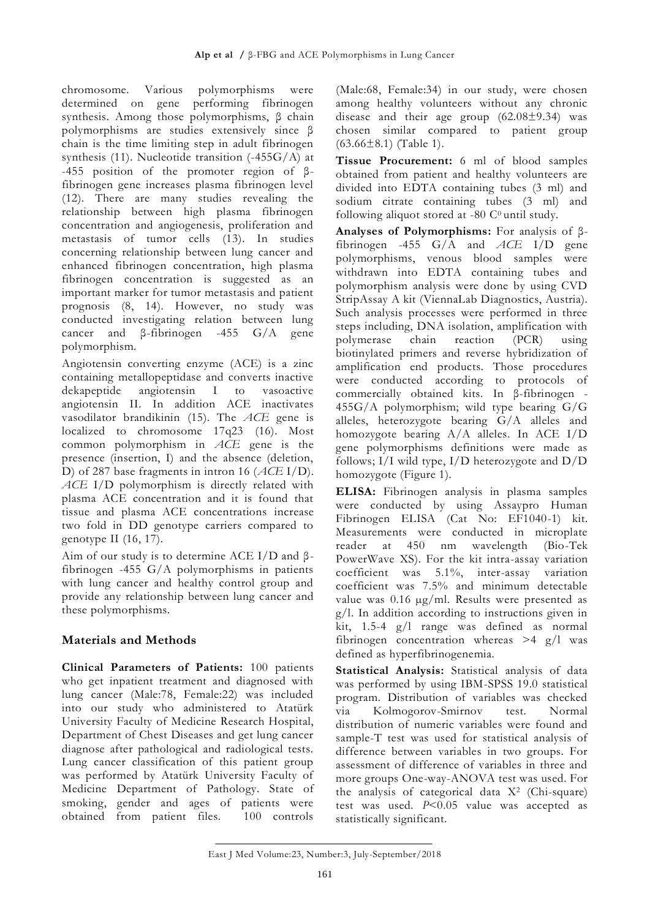chromosome. Various polymorphisms were determined on gene performing fibrinogen synthesis. Among those polymorphisms, β chain polymorphisms are studies extensively since β chain is the time limiting step in adult fibrinogen synthesis (11). Nucleotide transition (-455G/A) at -455 position of the promoter region of β-fibrinogen gene increases plasma fibrinogen level (12). There are many studies revealing the relationship between high plasma fibrinogen concentration and angiogenesis, proliferation and metastasis of tumor cells (13). In studies concerning relationship between lung cancer and enhanced fibrinogen concentration, high plasma fibrinogen concentration is suggested as an important marker for tumor metastasis and patient prognosis (8, 14). However, no study was conducted investigating relation between lung cancer and β-fibrinogen -455 G/A gene polymorphism.

Angiotensin converting enzyme (ACE) is a zinc containing metallopeptidase and converts inactive dekapeptide angiotensin I to vasoactive angiotensin II. In addition ACE inactivates vasodilator brandikinin (15). The *ACE* gene is localized to chromosome 17q23 (16). Most common polymorphism in *ACE* gene is the presence (insertion, I) and the absence (deletion, D) of 287 base fragments in intron 16 (*ACE* I/D). *ACE* I/D polymorphism is directly related with plasma ACE concentration and it is found that tissue and plasma ACE concentrations increase two fold in DD genotype carriers compared to genotype II (16, 17).

Aim of our study is to determine ACE I/D and β-fibrinogen -455 G/A polymorphisms in patients with lung cancer and healthy control group and provide any relationship between lung cancer and these polymorphisms.

## Materials and Methods

**Clinical Parameters of Patients:** 100 patients who get inpatient treatment and diagnosed with lung cancer (Male:78, Female:22) was included into our study who administered to Atatürk University Faculty of Medicine Research Hospital, Department of Chest Diseases and get lung cancer diagnose after pathological and radiological tests. Lung cancer classification of this patient group was performed by Atatürk University Faculty of Medicine Department of Pathology. State of smoking, gender and ages of patients were obtained from patient files. 100 controls (Male:68, Female:34) in our study, were chosen among healthy volunteers without any chronic disease and their age group (62.08±9.34) was chosen similar compared to patient group (63.66±8.1) (Table 1).

**Tissue Procurement:** 6 ml of blood samples obtained from patient and healthy volunteers are divided into EDTA containing tubes (3 ml) and sodium citrate containing tubes (3 ml) and following aliquot stored at -80 $C^0$ until study.

**Analyses of Polymorphisms:** For analysis of β-fibrinogen -455 G/A and *ACE* I/D gene polymorphisms, venous blood samples were withdrawn into EDTA containing tubes and polymorphism analysis were done by using CVD StripAssay A kit (ViennaLab Diagnostics, Austria). Such analysis processes were performed in three steps including, DNA isolation, amplification with polymerase chain reaction (PCR) using biotinylated primers and reverse hybridization of amplification end products. Those procedures were conducted according to protocols of commercially obtained kits. In β-fibrinogen -455G/A polymorphism; wild type bearing G/G alleles, heterozygote bearing G/A alleles and homozygote bearing A/A alleles. In ACE I/D gene polymorphisms definitions were made as follows; I/I wild type, I/D heterozygote and D/D homozygote (Figure 1).

**ELISA:** Fibrinogen analysis in plasma samples were conducted by using Assaypro Human Fibrinogen ELISA (Cat No: EF1040-1) kit. Measurements were conducted in microplate reader at 450 nm wavelength (Bio-Tek PowerWave XS). For the kit intra-assay variation coefficient was 5.1%, inter-assay variation coefficient was 7.5% and minimum detectable value was 0.16 μg/ml. Results were presented as g/l. In addition according to instructions given in kit, 1.5-4 g/l range was defined as normal fibrinogen concentration whereas >4 g/l was defined as hyperfibrinogenemia.

**Statistical Analysis:** Statistical analysis of data was performed by using IBM-SPSS 19.0 statistical program. Distribution of variables was checked via Kolmogorov-Smirnov test. Normal distribution of numeric variables were found and sample-T test was used for statistical analysis of difference between variables in two groups. For assessment of difference of variables in three and more groups One-way-ANOVA test was used. For the analysis of categorical data $X^2$ (Chi-square) test was used. $P<0.05$ value was accepted as statistically significant.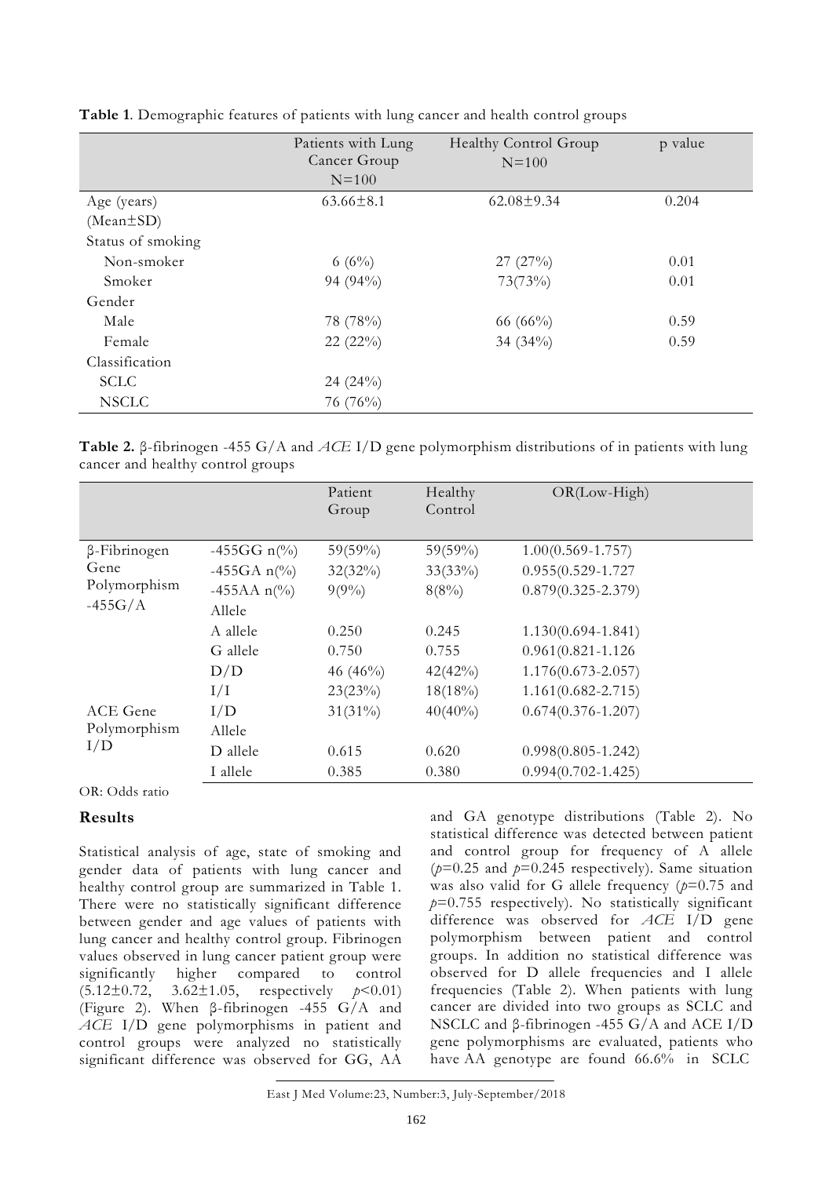**Table 1**. Demographic features of patients with lung cancer and health control groups

| | Patients with Lung Cancer Group N=100 | Healthy Control Group N=100 | p value |
|---|---|---|---|
| Age (years) (Mean±SD) | 63.66±8.1 | 62.08±9.34 | 0.204 |
| Status of smoking | | | |
| Non-smoker | 6 (6%) | 27 (27%) | 0.01 |
| Smoker | 94 (94%) | 73(73%) | 0.01 |
| Gender | | | |
| Male | 78 (78%) | 66 (66%) | 0.59 |
| Female | 22 (22%) | 34 (34%) | 0.59 |
| Classification | | | |
| SCLC | 24 (24%) | | |
| NSCLC | 76 (76%) | | |

**Table 2.** β-fibrinogen -455 G/A and *ACE* I/D gene polymorphism distributions of in patients with lung cancer and healthy control groups

| | | Patient Group | Healthy Control | OR(Low-High) |
|---|---|---|---|---|
| β-Fibrinogen Gene Polymorphism -455G/A | -455GG n(%) | 59(59%) | 59(59%) | 1.00(0.569-1.757) |
| | -455GA n(%) | 32(32%) | 33(33%) | 0.955(0.529-1.727 |
| | -455AA n(%) | 9(9%) | 8(8%) | 0.879(0.325-2.379) |
| | Allele | | | |
| | A allele | 0.250 | 0.245 | 1.130(0.694-1.841) |
| | G allele | 0.750 | 0.755 | 0.961(0.821-1.126 |
| ACE Gene Polymorphism I/D | D/D | 46 (46%) | 42(42%) | 1.176(0.673-2.057) |
| | I/I | 23(23%) | 18(18%) | 1.161(0.682-2.715) |
| | I/D | 31(31%) | 40(40%) | 0.674(0.376-1.207) |
| | Allele | | | |
| | D allele | 0.615 | 0.620 | 0.998(0.805-1.242) |
| | I allele | 0.385 | 0.380 | 0.994(0.702-1.425) |

OR: Odds ratio

## Results

Statistical analysis of age, state of smoking and gender data of patients with lung cancer and healthy control group are summarized in Table 1. There were no statistically significant difference between gender and age values of patients with lung cancer and healthy control group. Fibrinogen values observed in lung cancer patient group were significantly higher compared to control (5.12±0.72, 3.62±1.05, respectively $p<0.01$) (Figure 2). When β-fibrinogen -455 G/A and *ACE* I/D gene polymorphisms in patient and control groups were analyzed no statistically significant difference was observed for GG, AA and GA genotype distributions (Table 2). No statistical difference was detected between patient and control group for frequency of A allele ($p=0.25$ and $p=0.245$ respectively). Same situation was also valid for G allele frequency ($p=0.75$ and $p=0.755$ respectively). No statistically significant difference was observed for *ACE* I/D gene polymorphism between patient and control groups. In addition no statistical difference was observed for D allele frequencies and I allele frequencies (Table 2). When patients with lung cancer are divided into two groups as SCLC and NSCLC and β-fibrinogen -455 G/A and ACE I/D gene polymorphisms are evaluated, patients who have AA genotype are found 66.6% in SCLC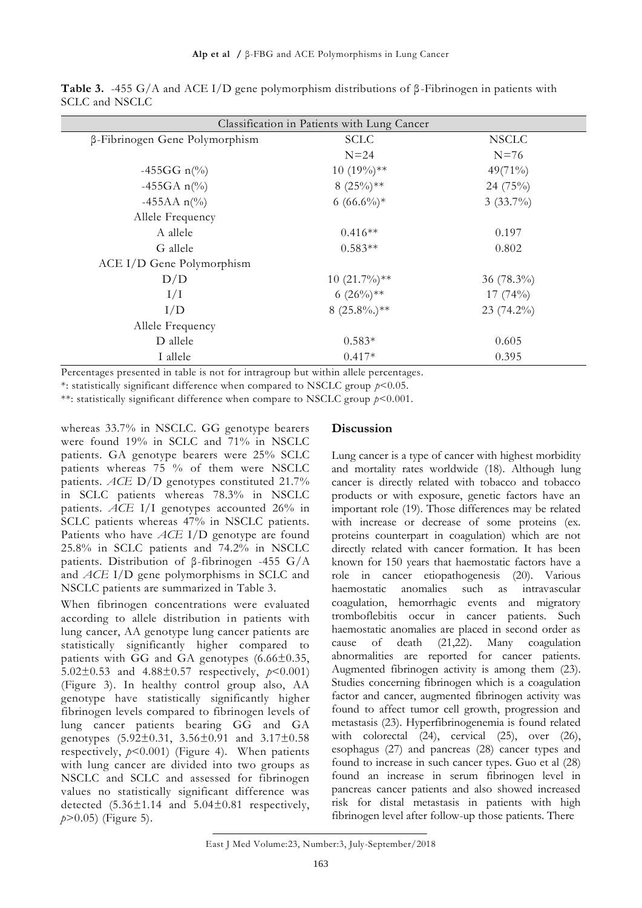**Table 3.** -455 G/A and ACE I/D gene polymorphism distributions of β-Fibrinogen in patients with SCLC and NSCLC

| Classification in Patients with Lung Cancer | | |
|---|---|---|
| β-Fibrinogen Gene Polymorphism | SCLC | NSCLC |
| | N=24 | N=76 |
| -455GG n(%) | 10 (19%)** | 49(71%) |
| -455GA n(%) | 8 (25%)** | 24 (75%) |
| -455AA n(%) | 6 (66.6%)* | 3 (33.7%) |
| Allele Frequency | | |
| A allele | 0.416** | 0.197 |
| G allele | 0.583** | 0.802 |
| ACE I/D Gene Polymorphism | | |
| D/D | 10 (21.7%)** | 36 (78.3%) |
| I/I | 6 (26%)** | 17 (74%) |
| I/D | 8 (25.8%.)** | 23 (74.2%) |
| Allele Frequency | | |
| D allele | 0.583* | 0.605 |
| I allele | 0.417* | 0.395 |

Percentages presented in table is not for intragroup but within allele percentages.

*: statistically significant difference when compared to NSCLC group $p<0.05$.

**: statistically significant difference when compare to NSCLC group $p<0.001$.

whereas 33.7% in NSCLC. GG genotype bearers were found 19% in SCLC and 71% in NSCLC patients. GA genotype bearers were 25% SCLC patients whereas 75 % of them were NSCLC patients. *ACE* D/D genotypes constituted 21.7% in SCLC patients whereas 78.3% in NSCLC patients. *ACE* I/I genotypes accounted 26% in SCLC patients whereas 47% in NSCLC patients. Patients who have *ACE* I/D genotype are found 25.8% in SCLC patients and 74.2% in NSCLC patients. Distribution of β-fibrinogen -455 G/A and *ACE* I/D gene polymorphisms in SCLC and NSCLC patients are summarized in Table 3.

When fibrinogen concentrations were evaluated according to allele distribution in patients with lung cancer, AA genotype lung cancer patients are statistically significantly higher compared to patients with GG and GA genotypes (6.66±0.35, 5.02±0.53 and 4.88±0.57 respectively, $p<0.001$) (Figure 3). In healthy control group also, AA genotype have statistically significantly higher fibrinogen levels compared to fibrinogen levels of lung cancer patients bearing GG and GA genotypes (5.92±0.31, 3.56±0.91 and 3.17±0.58 respectively, $p<0.001$) (Figure 4). When patients with lung cancer are divided into two groups as NSCLC and SCLC and assessed for fibrinogen values no statistically significant difference was detected (5.36±1.14 and 5.04±0.81 respectively, $p>0.05$) (Figure 5).

## Discussion

Lung cancer is a type of cancer with highest morbidity and mortality rates worldwide (18). Although lung cancer is directly related with tobacco and tobacco products or with exposure, genetic factors have an important role (19). Those differences may be related with increase or decrease of some proteins (ex. proteins counterpart in coagulation) which are not directly related with cancer formation. It has been known for 150 years that haemostatic factors have a role in cancer etiopathogenesis (20). Various haemostatic anomalies such as intravascular coagulation, hemorrhagic events and migratory tromboflebitis occur in cancer patients. Such haemostatic anomalies are placed in second order as cause of death (21,22). Many coagulation abnormalities are reported for cancer patients. Augmented fibrinogen activity is among them (23). Studies concerning fibrinogen which is a coagulation factor and cancer, augmented fibrinogen activity was found to affect tumor cell growth, progression and metastasis (23). Hyperfibrinogenemia is found related with colorectal (24), cervical (25), over (26), esophagus (27) and pancreas (28) cancer types and found to increase in such cancer types. Guo et al (28) found an increase in serum fibrinogen level in pancreas cancer patients and also showed increased risk for distal metastasis in patients with high fibrinogen level after follow-up those patients. There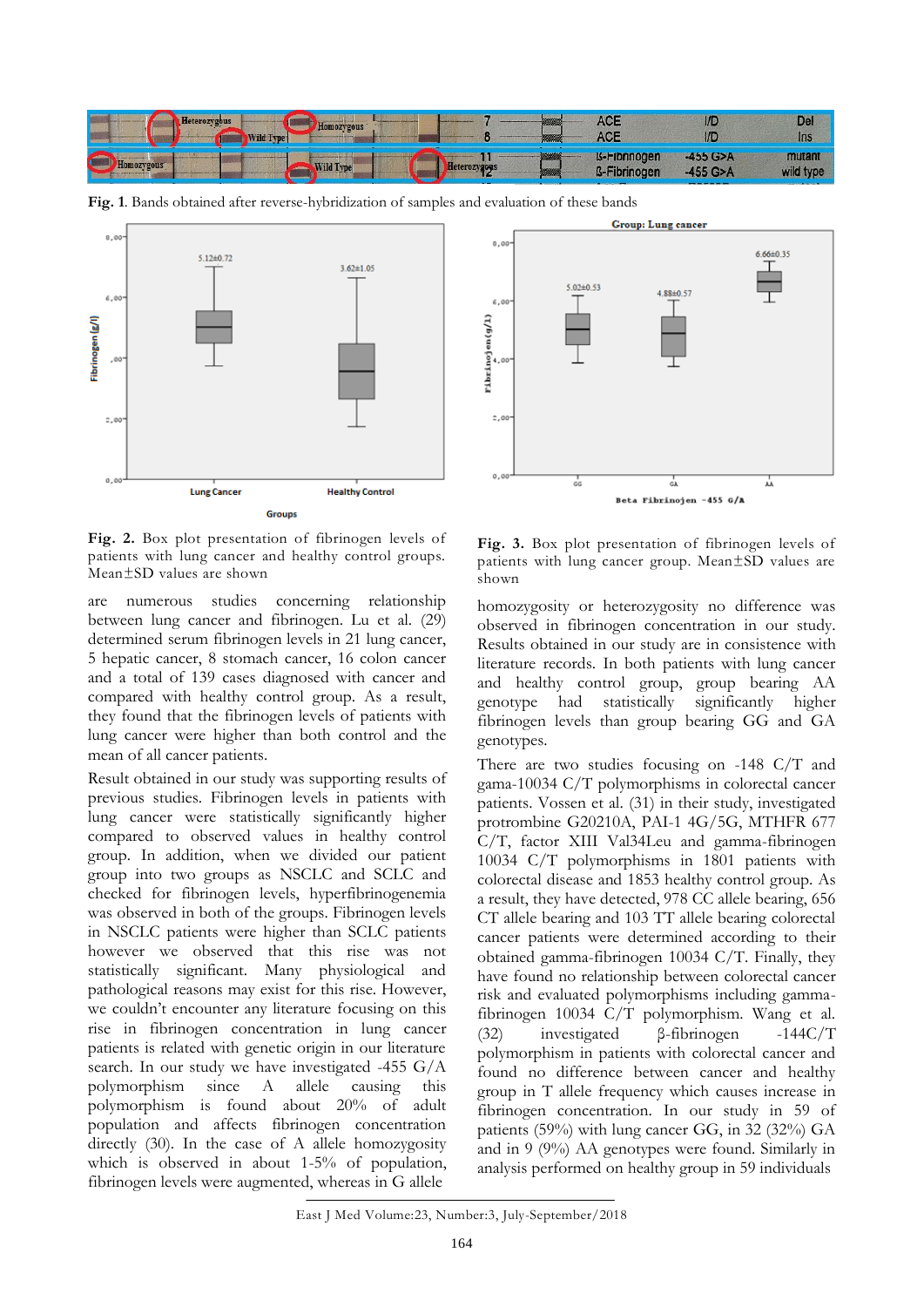Fig. 1. Bands obtained after reverse-hybridization of samples and evaluation of these bands

Fig. 2. Box plot presentation of fibrinogen levels of patients with lung cancer and healthy control groups. Mean±SD values are shown

Fig. 3. Box plot presentation of fibrinogen levels of patients with lung cancer group. Mean±SD values are shown

are numerous studies concerning relationship between lung cancer and fibrinogen. Lu et al. (29) determined serum fibrinogen levels in 21 lung cancer, 5 hepatic cancer, 8 stomach cancer, 16 colon cancer and a total of 139 cases diagnosed with cancer and compared with healthy control group. As a result, they found that the fibrinogen levels of patients with lung cancer were higher than both control and the mean of all cancer patients.

Result obtained in our study was supporting results of previous studies. Fibrinogen levels in patients with lung cancer were statistically significantly higher compared to observed values in healthy control group. In addition, when we divided our patient group into two groups as NSCLC and SCLC and checked for fibrinogen levels, hyperfibrinogenemia was observed in both of the groups. Fibrinogen levels in NSCLC patients were higher than SCLC patients however we observed that this rise was not statistically significant. Many physiological and pathological reasons may exist for this rise. However, we couldn't encounter any literature focusing on this rise in fibrinogen concentration in lung cancer patients is related with genetic origin in our literature search. In our study we have investigated -455 G/A polymorphism since A allele causing this polymorphism is found about 20% of adult population and affects fibrinogen concentration directly (30). In the case of A allele homozygosity which is observed in about 1-5% of population, fibrinogen levels were augmented, whereas in G allele homozygosity or heterozygosity no difference was observed in fibrinogen concentration in our study. Results obtained in our study are in consistence with literature records. In both patients with lung cancer and healthy control group, group bearing AA genotype had statistically significantly higher fibrinogen levels than group bearing GG and GA genotypes.

There are two studies focusing on -148 C/T and gama-10034 C/T polymorphisms in colorectal cancer patients. Vossen et al. (31) in their study, investigated protrombine G20210A, PAI-1 4G/5G, MTHFR 677 C/T, factor XIII Val34Leu and gamma-fibrinogen 10034 C/T polymorphisms in 1801 patients with colorectal disease and 1853 healthy control group. As a result, they have detected, 978 CC allele bearing, 656 CT allele bearing and 103 TT allele bearing colorectal cancer patients were determined according to their obtained gamma-fibrinogen 10034 C/T. Finally, they have found no relationship between colorectal cancer risk and evaluated polymorphisms including gamma-fibrinogen 10034 C/T polymorphism. Wang et al. (32) investigated β-fibrinogen -144C/T polymorphism in patients with colorectal cancer and found no difference between cancer and healthy group in T allele frequency which causes increase in fibrinogen concentration. In our study in 59 of patients (59%) with lung cancer GG, in 32 (32%) GA and in 9 (9%) AA genotypes were found. Similarly in analysis performed on healthy group in 59 individuals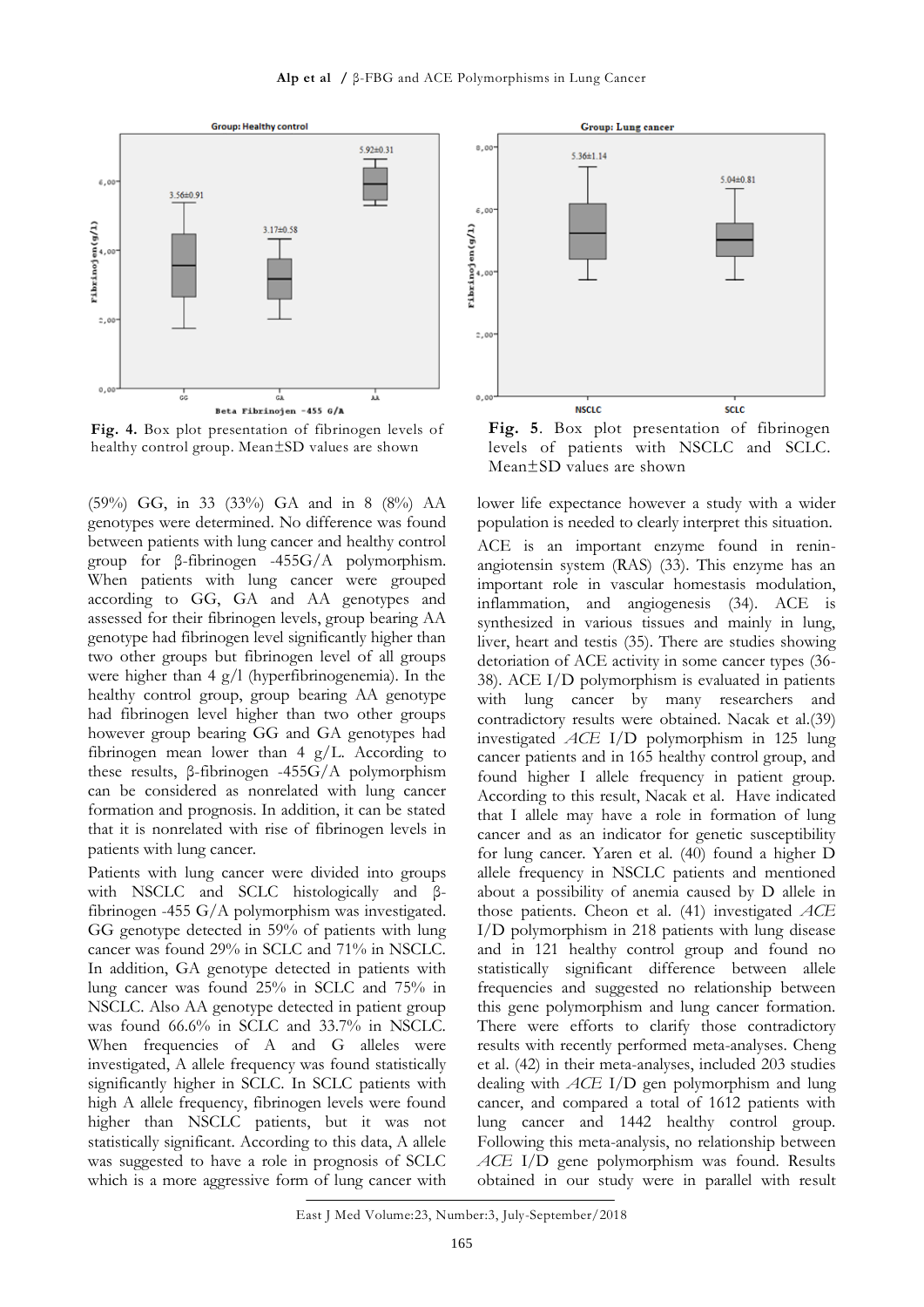Fig. 4. Box plot presentation of fibrinogen levels of healthy control group. Mean±SD values are shown

Fig. 5. Box plot presentation of fibrinogen levels of patients with NSCLC and SCLC. Mean±SD values are shown

(59%) GG, in 33 (33%) GA and in 8 (8%) AA genotypes were determined. No difference was found between patients with lung cancer and healthy control group for β-fibrinogen -455G/A polymorphism. When patients with lung cancer were grouped according to GG, GA and AA genotypes and assessed for their fibrinogen levels, group bearing AA genotype had fibrinogen level significantly higher than two other groups but fibrinogen level of all groups were higher than 4 g/l (hyperfibrinogenemia). In the healthy control group, group bearing AA genotype had fibrinogen level higher than other groups however group bearing GG and GA genotypes had fibrinogen mean lower than 4 g/L. According to these results, β-fibrinogen -455G/A polymorphism can be considered as nonrelated with lung cancer formation and prognosis. In addition, it can be stated that it is nonrelated with rise of fibrinogen levels in patients with lung cancer.

Patients with lung cancer were divided into groups with NSCLC and SCLC histologically and β-fibrinogen -455 G/A polymorphism was investigated. GG genotype detected in 59% of patients with lung cancer was found 29% in SCLC and 71% in NSCLC. In addition, GA genotype detected in patients with lung cancer was found 25% in SCLC and 75% in NSCLC. Also AA genotype detected in patient group was found 66.6% in SCLC and 33.7% in NSCLC. When frequencies of A and G alleles were investigated, A allele frequency was found statistically significantly higher in SCLC. In SCLC patients with high A allele frequency, fibrinogen levels were found higher than NSCLC patients, but it was not statistically significant. According to this data, A allele was suggested to have a role in prognosis of SCLC which is a more aggressive form of lung cancer with lower life expectance however a study with a wider population is needed to clearly interpret this situation.

ACE is an important enzyme found in renin-angiotensin system (RAS) (33). This enzyme has an important role in vascular homestasis modulation, inflammation, and angiogenesis (34). ACE is synthesized in various tissues and mainly in lung, liver, heart and testis (35). There are studies showing detoriation of ACE activity in some cancer types (36-38). ACE I/D polymorphism is evaluated in patients with lung cancer by many researchers and contradictory results were obtained. Nacak et al.(39) investigated *ACE* I/D polymorphism in 125 lung cancer patients and in 165 healthy control group, and found higher I allele frequency in patient group. According to this result, Nacak et al. Have indicated that I allele may have a role in formation of lung cancer and as an indicator for genetic susceptibility for lung cancer. Yaren et al. (40) found a higher D allele frequency in NSCLC patients and mentioned about a possibility of anemia caused by D allele in those patients. Cheon et al. (41) investigated *ACE* I/D polymorphism in 218 patients with lung disease and in 121 healthy control group and found no statistically significant difference between allele frequencies and suggested no relationship between this gene polymorphism and lung cancer formation. There were efforts to clarify those contradictory results with recently performed meta-analyses. Cheng et al. (42) in their meta-analyses, included 203 studies dealing with *ACE* I/D gen polymorphism and lung cancer, and compared a total of 1612 patients with lung cancer and 1442 healthy control group. Following this meta-analysis, no relationship between *ACE* I/D gene polymorphism was found. Results obtained in our study were in parallel with result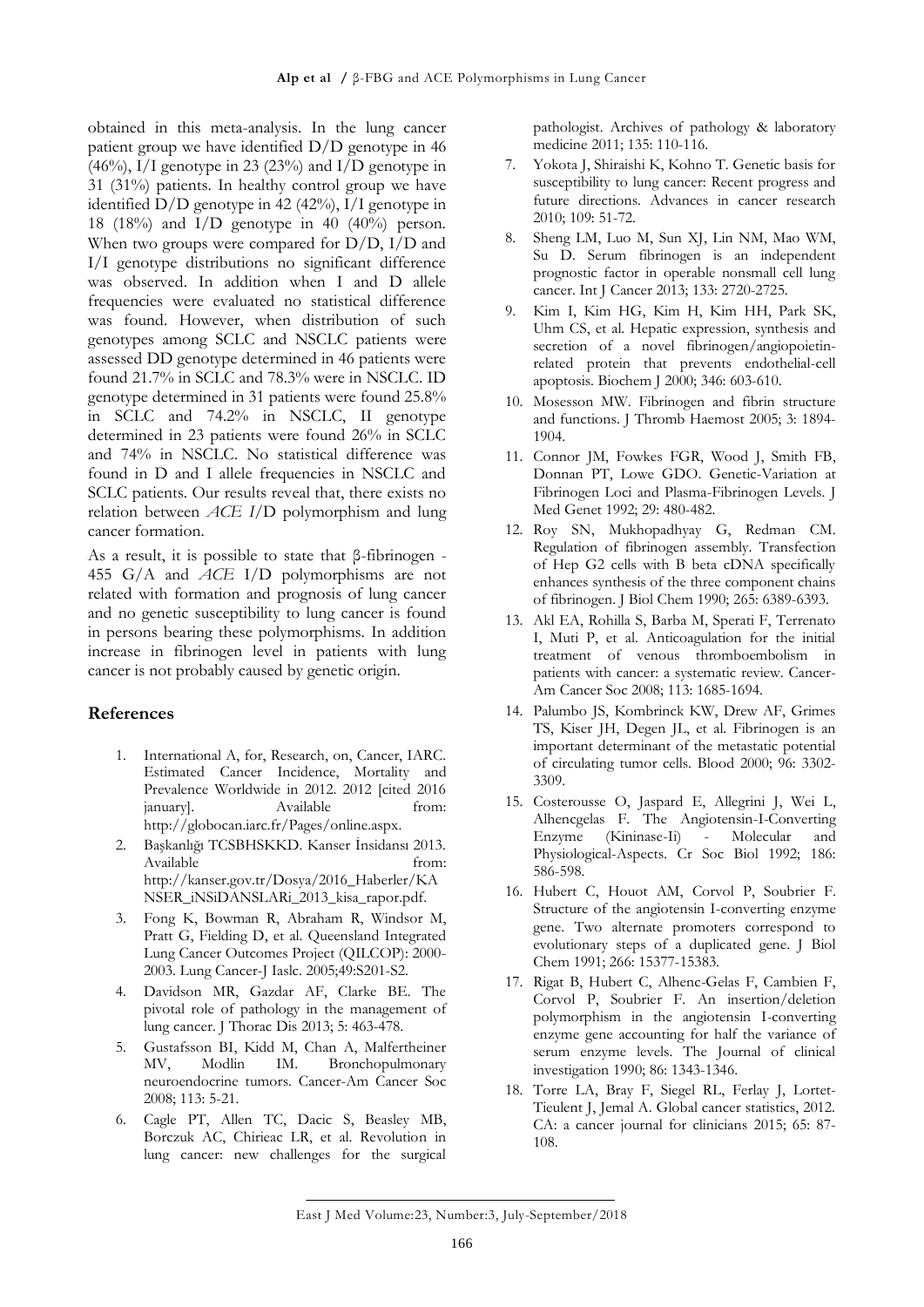obtained in this meta-analysis. In the lung cancer patient group we have identified D/D genotype in 46 (46%), I/I genotype in 23 (23%) and I/D genotype in 31 (31%) patients. In healthy control group we have identified D/D genotype in 42 (42%), I/I genotype in 18 (18%) and I/D genotype in 40 (40%) person. When two groups were compared for D/D, I/D and I/I genotype distributions no significant difference was observed. In addition when I and D allele frequencies were evaluated no statistical difference was found. However, when distribution of such genotypes among SCLC and NSCLC patients were assessed DD genotype determined in 46 patients were found 21.7% in SCLC and 78.3% were in NSCLC. ID genotype determined in 31 patients were found 25.8% in SCLC and 74.2% in NSCLC, II genotype determined in 23 patients were found 26% in SCLC and 74% in NSCLC. No statistical difference was found in D and I allele frequencies in NSCLC and SCLC patients. Our results reveal that, there exists no relation between *ACE I*/D polymorphism and lung cancer formation.

As a result, it is possible to state that β-fibrinogen -455 G/A and *ACE* I/D polymorphisms are not related with formation and prognosis of lung cancer and no genetic susceptibility to lung cancer is found in persons bearing these polymorphisms. In addition increase in fibrinogen level in patients with lung cancer is not probably caused by genetic origin.

## References

1. International A, for, Research, on, Cancer, IARC. Estimated Cancer Incidence, Mortality and Prevalence Worldwide in 2012. 2012 [cited 2016 january]. Available from: http://globocan.iarc.fr/Pages/online.aspx.
2. Başkanlığı TCSBHSKKD. Kanser İnsidansı 2013. Available from: http://kanser.gov.tr/Dosya/2016_Haberler/KANSER_iNSiDANSLARi_2013_kisa_rapor.pdf.
3. Fong K, Bowman R, Abraham R, Windsor M, Pratt G, Fielding D, et al. Queensland Integrated Lung Cancer Outcomes Project (QILCOP): 2000-2003. Lung Cancer-J Iaslc. 2005;49:S201-S2.
4. Davidson MR, Gazdar AF, Clarke BE. The pivotal role of pathology in the management of lung cancer. J Thorac Dis 2013; 5: 463-478.
5. Gustafsson BI, Kidd M, Chan A, Malfertheiner MV, Modlin IM. Bronchopulmonary neuroendocrine tumors. Cancer-Am Cancer Soc 2008; 113: 5-21.
6. Cagle PT, Allen TC, Dacic S, Beasley MB, Borczuk AC, Chirieac LR, et al. Revolution in lung cancer: new challenges for the surgical pathologist. Archives of pathology & laboratory medicine 2011; 135: 110-116.
7. Yokota J, Shiraishi K, Kohno T. Genetic basis for susceptibility to lung cancer: Recent progress and future directions. Advances in cancer research 2010; 109: 51-72.
8. Sheng LM, Luo M, Sun XJ, Lin NM, Mao WM, Su D. Serum fibrinogen is an independent prognostic factor in operable nonsmall cell lung cancer. Int J Cancer 2013; 133: 2720-2725.
9. Kim I, Kim HG, Kim H, Kim HH, Park SK, Uhm CS, et al. Hepatic expression, synthesis and secretion of a novel fibrinogen/angiopoietin-related protein that prevents endothelial-cell apoptosis. Biochem J 2000; 346: 603-610.
10. Mosesson MW. Fibrinogen and fibrin structure and functions. J Thromb Haemost 2005; 3: 1894-1904.
11. Connor JM, Fowkes FGR, Wood J, Smith FB, Donnan PT, Lowe GDO. Genetic-Variation at Fibrinogen Loci and Plasma-Fibrinogen Levels. J Med Genet 1992; 29: 480-482.
12. Roy SN, Mukhopadhyay G, Redman CM. Regulation of fibrinogen assembly. Transfection of Hep G2 cells with B beta cDNA specifically enhances synthesis of the three component chains of fibrinogen. J Biol Chem 1990; 265: 6389-6393.
13. Akl EA, Rohilla S, Barba M, Sperati F, Terrenato I, Muti P, et al. Anticoagulation for the initial treatment of venous thromboembolism in patients with cancer: a systematic review. Cancer-Am Cancer Soc 2008; 113: 1685-1694.
14. Palumbo JS, Kombrinck KW, Drew AF, Grimes TS, Kiser JH, Degen JL, et al. Fibrinogen is an important determinant of the metastatic potential of circulating tumor cells. Blood 2000; 96: 3302-3309.
15. Costerousse O, Jaspard E, Allegrini J, Wei L, Alhencgelas F. The Angiotensin-I-Converting Enzyme (Kininase-Ii) - Molecular and Physiological-Aspects. Cr Soc Biol 1992; 186: 586-598.
16. Hubert C, Houot AM, Corvol P, Soubrier F. Structure of the angiotensin I-converting enzyme gene. Two alternate promoters correspond to evolutionary steps of a duplicated gene. J Biol Chem 1991; 266: 15377-15383.
17. Rigat B, Hubert C, Alhenc-Gelas F, Cambien F, Corvol P, Soubrier F. An insertion/deletion polymorphism in the angiotensin I-converting enzyme gene accounting for half the variance of serum enzyme levels. The Journal of clinical investigation 1990; 86: 1343-1346.
18. Torre LA, Bray F, Siegel RL, Ferlay J, Lortet-Tieulent J, Jemal A. Global cancer statistics, 2012. CA: a cancer journal for clinicians 2015; 65: 87-108.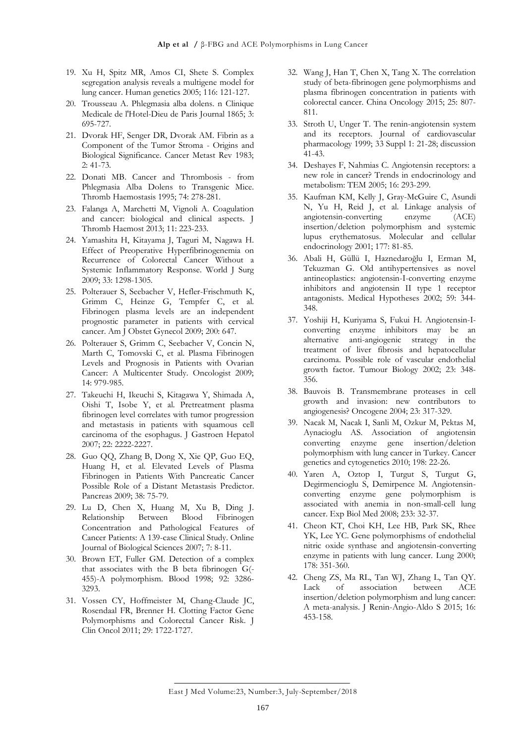19. Xu H, Spitz MR, Amos CI, Shete S. Complex segregation analysis reveals a multigene model for lung cancer. Human genetics 2005; 116: 121-127.
20. Trousseau A. Phlegmasia alba dolens. n Clinique Medicale de l'Hotel-Dieu de Paris Journal 1865; 3: 695-727.
21. Dvorak HF, Senger DR, Dvorak AM. Fibrin as a Component of the Tumor Stroma - Origins and Biological Significance. Cancer Metast Rev 1983; 2: 41-73.
22. Donati MB. Cancer and Thrombosis - from Phlegmasia Alba Dolens to Transgenic Mice. Thromb Haemostasis 1995; 74: 278-281.
23. Falanga A, Marchetti M, Vignoli A. Coagulation and cancer: biological and clinical aspects. J Thromb Haemost 2013; 11: 223-233.
24. Yamashita H, Kitayama J, Taguri M, Nagawa H. Effect of Preoperative Hyperfibrinogenemia on Recurrence of Colorectal Cancer Without a Systemic Inflammatory Response. World J Surg 2009; 33: 1298-1305.
25. Polterauer S, Seebacher V, Hefler-Frischmuth K, Grimm C, Heinze G, Tempfer C, et al. Fibrinogen plasma levels are an independent prognostic parameter in patients with cervical cancer. Am J Obstet Gynecol 2009; 200: 647.
26. Polterauer S, Grimm C, Seebacher V, Concin N, Marth C, Tomovski C, et al. Plasma Fibrinogen Levels and Prognosis in Patients with Ovarian Cancer: A Multicenter Study. Oncologist 2009; 14: 979-985.
27. Takeuchi H, Ikeuchi S, Kitagawa Y, Shimada A, Oishi T, Isobe Y, et al. Pretreatment plasma fibrinogen level correlates with tumor progression and metastasis in patients with squamous cell carcinoma of the esophagus. J Gastroen Hepatol 2007; 22: 2222-2227.
28. Guo QQ, Zhang B, Dong X, Xie QP, Guo EQ, Huang H, et al. Elevated Levels of Plasma Fibrinogen in Patients With Pancreatic Cancer Possible Role of a Distant Metastasis Predictor. Pancreas 2009; 38: 75-79.
29. Lu D, Chen X, Huang M, Xu B, Ding J. Relationship Between Blood Fibrinogen Concentration and Pathological Features of Cancer Patients: A 139-case Clinical Study. Online Journal of Biological Sciences 2007; 7: 8-11.
30. Brown ET, Fuller GM. Detection of a complex that associates with the B beta fibrinogen G(-455)-A polymorphism. Blood 1998; 92: 3286-3293.
31. Vossen CY, Hoffmeister M, Chang-Claude JC, Rosendaal FR, Brenner H. Clotting Factor Gene Polymorphisms and Colorectal Cancer Risk. J Clin Oncol 2011; 29: 1722-1727.
32. Wang J, Han T, Chen X, Tang X. The correlation study of beta-fibrinogen gene polymorphisms and plasma fibrinogen concentration in patients with colorectal cancer. China Oncology 2015; 25: 807-811.
33. Stroth U, Unger T. The renin-angiotensin system and its receptors. Journal of cardiovascular pharmacology 1999; 33 Suppl 1: 21-28; discussion 41-43.
34. Deshayes F, Nahmias C. Angiotensin receptors: a new role in cancer? Trends in endocrinology and metabolism: TEM 2005; 16: 293-299.
35. Kaufman KM, Kelly J, Gray-McGuire C, Asundi N, Yu H, Reid J, et al. Linkage analysis of angiotensin-converting enzyme (ACE) insertion/deletion polymorphism and systemic lupus erythematosus. Molecular and cellular endocrinology 2001; 177: 81-85.
36. Abali H, Güllü I, Haznedaroğlu I, Erman M, Tekuzman G. Old antihypertensives as novel antineoplastics: angiotensin-I-converting enzyme inhibitors and angiotensin II type 1 receptor antagonists. Medical Hypotheses 2002; 59: 344-348.
37. Yoshiji H, Kuriyama S, Fukui H. Angiotensin-I-converting enzyme inhibitors may be an alternative anti-angiogenic strategy in the treatment of liver fibrosis and hepatocellular carcinoma. Possible role of vascular endothelial growth factor. Tumour Biology 2002; 23: 348-356.
38. Bauvois B. Transmembrane proteases in cell growth and invasion: new contributors to angiogenesis? Oncogene 2004; 23: 317-329.
39. Nacak M, Nacak I, Sanli M, Ozkur M, Pektas M, Aynacioglu AS. Association of angiotensin converting enzyme gene insertion/deletion polymorphism with lung cancer in Turkey. Cancer genetics and cytogenetics 2010; 198: 22-26.
40. Yaren A, Oztop I, Turgut S, Turgut G, Degirmencioglu S, Demirpence M. Angiotensin-converting enzyme gene polymorphism is associated with anemia in non-small-cell lung cancer. Exp Biol Med 2008; 233: 32-37.
41. Cheon KT, Choi KH, Lee HB, Park SK, Rhee YK, Lee YC. Gene polymorphisms of endothelial nitric oxide synthase and angiotensin-converting enzyme in patients with lung cancer. Lung 2000; 178: 351-360.
42. Cheng ZS, Ma RL, Tan WJ, Zhang L, Tan QY. Lack of association between ACE insertion/deletion polymorphism and lung cancer: A meta-analysis. J Renin-Angio-Aldo S 2015; 16: 453-158.